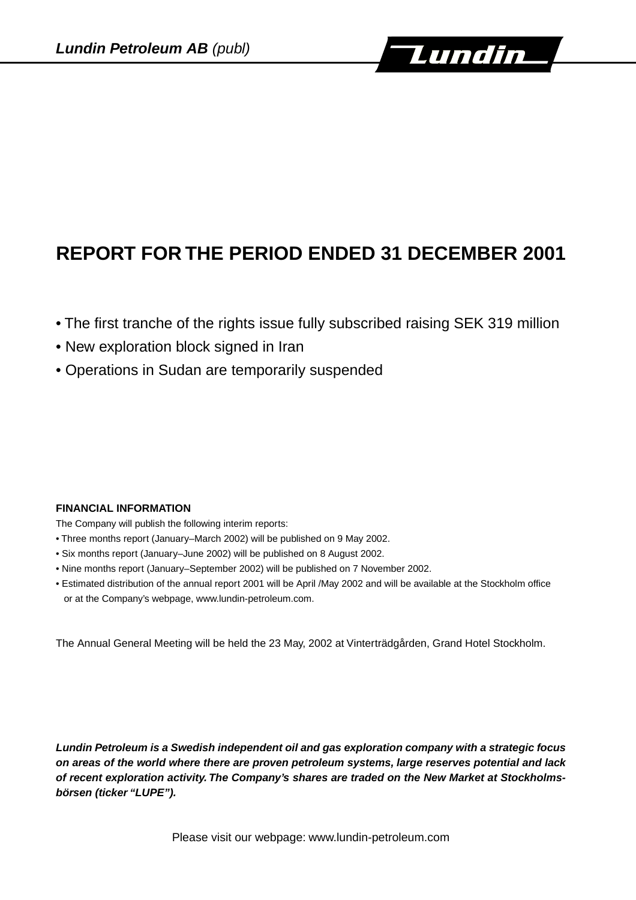# REPORT FOR THE PERIOD ENDED 31 DECEMBER 2001

- The first tranche of the rights issue fully subscribed raising SEK 319 million
- New exploration block signed in Iran
- Operations in Sudan are temporarily suspended

**FINANCIAL INFORMATION**

The Company will publish the following interim reports:

- Three months report (January–March 2002) will be published on 9 May 2002.
- Six months report (January–June 2002) will be published on 8 August 2002.
- Nine months report (January–September 2002) will be published on 7 November 2002.
- Estimated distribution of the annual report 2001 will be April /May 2002 and will be available at the Stockholm office or at the Company's webpage, www.lundin-petroleum.com.

The Annual General Meeting will be held the 23 May, 2002 at Vinterträdgården, Grand Hotel Stockholm.

***Lundin Petroleum is a Swedish independent oil and gas exploration company with a strategic focus on areas of the world where there are proven petroleum systems, large reserves potential and lack of recent exploration activity. The Company's shares are traded on the New Market at Stockholmsbörsen (ticker "LUPE").***

Please visit our webpage: www.lundin-petroleum.com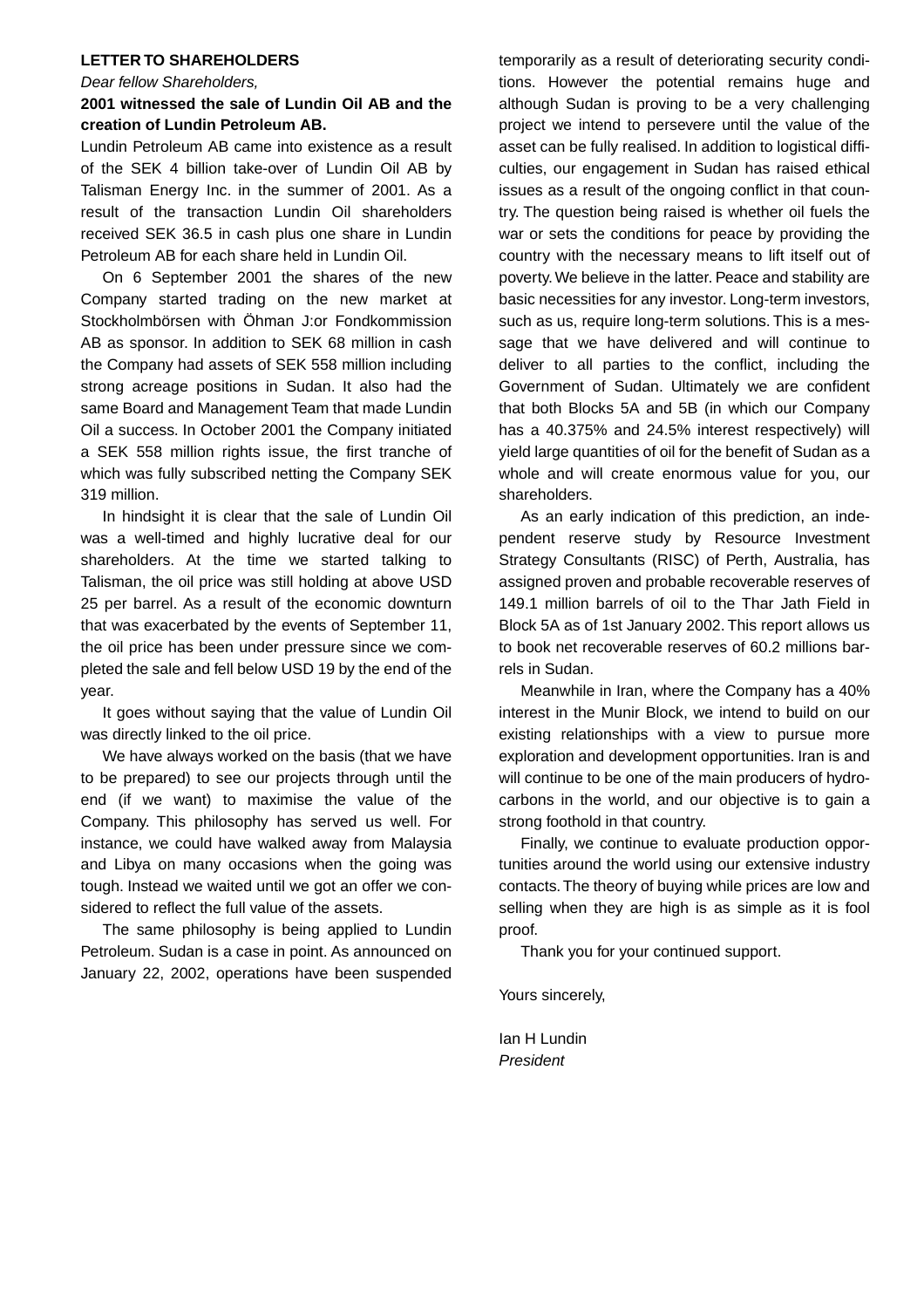**LETTER TO SHAREHOLDERS**

*Dear fellow Shareholders,*

**2001 witnessed the sale of Lundin Oil AB and the creation of Lundin Petroleum AB.**

Lundin Petroleum AB came into existence as a result of the SEK 4 billion take-over of Lundin Oil AB by Talisman Energy Inc. in the summer of 2001. As a result of the transaction Lundin Oil shareholders received SEK 36.5 in cash plus one share in Lundin Petroleum AB for each share held in Lundin Oil.

On 6 September 2001 the shares of the new Company started trading on the new market at Stockholmbörsen with Öhman J:or Fondkommission AB as sponsor. In addition to SEK 68 million in cash the Company had assets of SEK 558 million including strong acreage positions in Sudan. It also had the same Board and Management Team that made Lundin Oil a success. In October 2001 the Company initiated a SEK 558 million rights issue, the first tranche of which was fully subscribed netting the Company SEK 319 million.

In hindsight it is clear that the sale of Lundin Oil was a well-timed and highly lucrative deal for our shareholders. At the time we started talking to Talisman, the oil price was still holding at above USD 25 per barrel. As a result of the economic downturn that was exacerbated by the events of September 11, the oil price has been under pressure since we completed the sale and fell below USD 19 by the end of the year.

It goes without saying that the value of Lundin Oil was directly linked to the oil price.

We have always worked on the basis (that we have to be prepared) to see our projects through until the end (if we want) to maximise the value of the Company. This philosophy has served us well. For instance, we could have walked away from Malaysia and Libya on many occasions when the going was tough. Instead we waited until we got an offer we considered to reflect the full value of the assets.

The same philosophy is being applied to Lundin Petroleum. Sudan is a case in point. As announced on January 22, 2002, operations have been suspended temporarily as a result of deteriorating security conditions. However the potential remains huge and although Sudan is proving to be a very challenging project we intend to persevere until the value of the asset can be fully realised. In addition to logistical difficulties, our engagement in Sudan has raised ethical issues as a result of the ongoing conflict in that country. The question being raised is whether oil fuels the war or sets the conditions for peace by providing the country with the necessary means to lift itself out of poverty. We believe in the latter. Peace and stability are basic necessities for any investor. Long-term investors, such as us, require long-term solutions. This is a message that we have delivered and will continue to deliver to all parties to the conflict, including the Government of Sudan. Ultimately we are confident that both Blocks 5A and 5B (in which our Company has a 40.375% and 24.5% interest respectively) will yield large quantities of oil for the benefit of Sudan as a whole and will create enormous value for you, our shareholders.

As an early indication of this prediction, an independent reserve study by Resource Investment Strategy Consultants (RISC) of Perth, Australia, has assigned proven and probable recoverable reserves of 149.1 million barrels of oil to the Thar Jath Field in Block 5A as of 1st January 2002. This report allows us to book net recoverable reserves of 60.2 millions barrels in Sudan.

Meanwhile in Iran, where the Company has a 40% interest in the Munir Block, we intend to build on our existing relationships with a view to pursue more exploration and development opportunities. Iran is and will continue to be one of the main producers of hydrocarbons in the world, and our objective is to gain a strong foothold in that country.

Finally, we continue to evaluate production opportunities around the world using our extensive industry contacts. The theory of buying while prices are low and selling when they are high is as simple as it is fool proof.

Thank you for your continued support.

Yours sincerely,

Ian H Lundin
*President*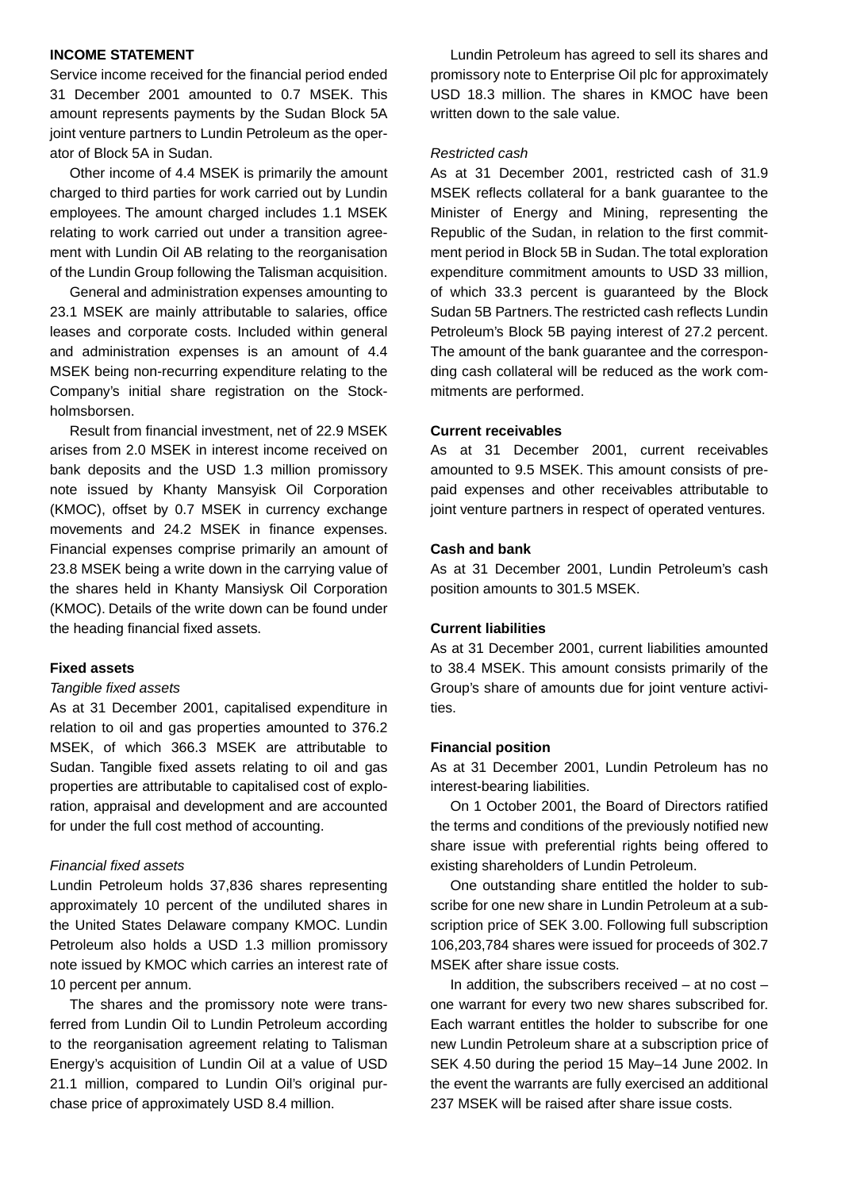## INCOME STATEMENT

Service income received for the financial period ended 31 December 2001 amounted to 0.7 MSEK. This amount represents payments by the Sudan Block 5A joint venture partners to Lundin Petroleum as the operator of Block 5A in Sudan.

Other income of 4.4 MSEK is primarily the amount charged to third parties for work carried out by Lundin employees. The amount charged includes 1.1 MSEK relating to work carried out under a transition agreement with Lundin Oil AB relating to the reorganisation of the Lundin Group following the Talisman acquisition.

General and administration expenses amounting to 23.1 MSEK are mainly attributable to salaries, office leases and corporate costs. Included within general and administration expenses is an amount of 4.4 MSEK being non-recurring expenditure relating to the Company's initial share registration on the Stockholmsborsen.

Result from financial investment, net of 22.9 MSEK arises from 2.0 MSEK in interest income received on bank deposits and the USD 1.3 million promissory note issued by Khanty Mansyisk Oil Corporation (KMOC), offset by 0.7 MSEK in currency exchange movements and 24.2 MSEK in finance expenses. Financial expenses comprise primarily an amount of 23.8 MSEK being a write down in the carrying value of the shares held in Khanty Mansiysk Oil Corporation (KMOC). Details of the write down can be found under the heading financial fixed assets.

### Fixed assets

*Tangible fixed assets*

As at 31 December 2001, capitalised expenditure in relation to oil and gas properties amounted to 376.2 MSEK, of which 366.3 MSEK are attributable to Sudan. Tangible fixed assets relating to oil and gas properties are attributable to capitalised cost of exploration, appraisal and development and are accounted for under the full cost method of accounting.

*Financial fixed assets*

Lundin Petroleum holds 37,836 shares representing approximately 10 percent of the undiluted shares in the United States Delaware company KMOC. Lundin Petroleum also holds a USD 1.3 million promissory note issued by KMOC which carries an interest rate of 10 percent per annum.

The shares and the promissory note were transferred from Lundin Oil to Lundin Petroleum according to the reorganisation agreement relating to Talisman Energy's acquisition of Lundin Oil at a value of USD 21.1 million, compared to Lundin Oil's original purchase price of approximately USD 8.4 million.

Lundin Petroleum has agreed to sell its shares and promissory note to Enterprise Oil plc for approximately USD 18.3 million. The shares in KMOC have been written down to the sale value.

*Restricted cash*

As at 31 December 2001, restricted cash of 31.9 MSEK reflects collateral for a bank guarantee to the Minister of Energy and Mining, representing the Republic of the Sudan, in relation to the first commitment period in Block 5B in Sudan. The total exploration expenditure commitment amounts to USD 33 million, of which 33.3 percent is guaranteed by the Block Sudan 5B Partners. The restricted cash reflects Lundin Petroleum's Block 5B paying interest of 27.2 percent. The amount of the bank guarantee and the corresponding cash collateral will be reduced as the work commitments are performed.

### Current receivables

As at 31 December 2001, current receivables amounted to 9.5 MSEK. This amount consists of prepaid expenses and other receivables attributable to joint venture partners in respect of operated ventures.

### Cash and bank

As at 31 December 2001, Lundin Petroleum's cash position amounts to 301.5 MSEK.

### Current liabilities

As at 31 December 2001, current liabilities amounted to 38.4 MSEK. This amount consists primarily of the Group's share of amounts due for joint venture activities.

### Financial position

As at 31 December 2001, Lundin Petroleum has no interest-bearing liabilities.

On 1 October 2001, the Board of Directors ratified the terms and conditions of the previously notified new share issue with preferential rights being offered to existing shareholders of Lundin Petroleum.

One outstanding share entitled the holder to subscribe for one new share in Lundin Petroleum at a subscription price of SEK 3.00. Following full subscription 106,203,784 shares were issued for proceeds of 302.7 MSEK after share issue costs.

In addition, the subscribers received – at no cost – one warrant for every two new shares subscribed for. Each warrant entitles the holder to subscribe for one new Lundin Petroleum share at a subscription price of SEK 4.50 during the period 15 May–14 June 2002. In the event the warrants are fully exercised an additional 237 MSEK will be raised after share issue costs.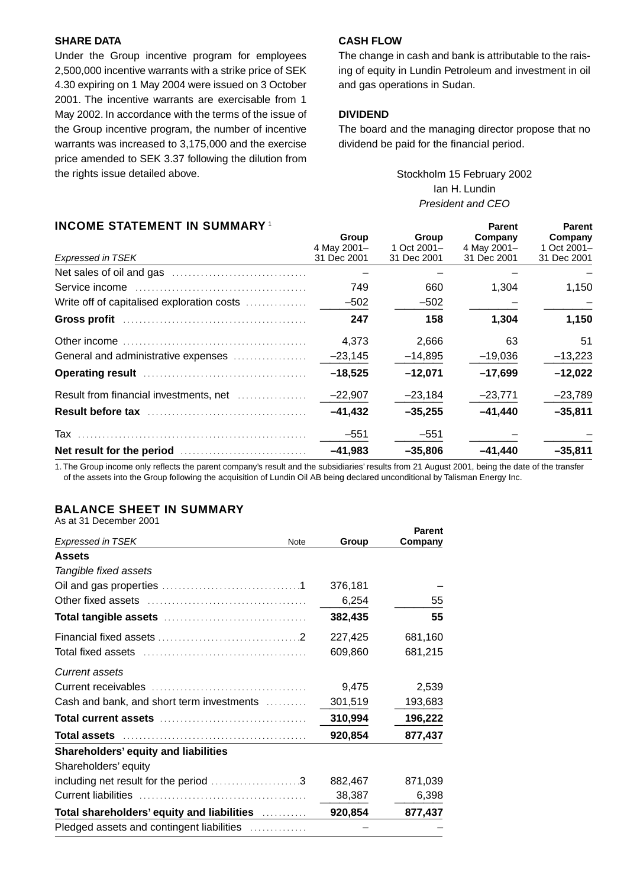## SHARE DATA

Under the Group incentive program for employees 2,500,000 incentive warrants with a strike price of SEK 4.30 expiring on 1 May 2004 were issued on 3 October 2001. The incentive warrants are exercisable from 1 May 2002. In accordance with the terms of the issue of the Group incentive program, the number of incentive warrants was increased to 3,175,000 and the exercise price amended to SEK 3.37 following the dilution from the rights issue detailed above.

## CASH FLOW

The change in cash and bank is attributable to the raising of equity in Lundin Petroleum and investment in oil and gas operations in Sudan.

## DIVIDEND

The board and the managing director propose that no dividend be paid for the financial period.

Stockholm 15 February 2002
Ian H. Lundin
*President and CEO*

## INCOME STATEMENT IN SUMMARY [1]

| *Expressed in TSEK* | Group 4 May 2001– 31 Dec 2001 | Group 1 Oct 2001– 31 Dec 2001 | Parent Company 4 May 2001– 31 Dec 2001 | Parent Company 1 Oct 2001– 31 Dec 2001 |
|---|---|---|---|---|
| Net sales of oil and gas | – | – | – | – |
| Service income | 749 | 660 | 1,304 | 1,150 |
| Write off of capitalised exploration costs | –502 | –502 | – | – |
| **Gross profit** | **247** | **158** | **1,304** | **1,150** |
| Other income | 4,373 | 2,666 | 63 | 51 |
| General and administrative expenses | –23,145 | –14,895 | –19,036 | –13,223 |
| **Operating result** | **–18,525** | **–12,071** | **–17,699** | **–12,022** |
| Result from financial investments, net | –22,907 | –23,184 | –23,771 | –23,789 |
| **Result before tax** | **–41,432** | **–35,255** | **–41,440** | **–35,811** |
| Tax | –551 | –551 | – | – |
| **Net result for the period** | **–41,983** | **–35,806** | **–41,440** | **–35,811** |

1. The Group income only reflects the parent company's result and the subsidiaries' results from 21 August 2001, being the date of the transfer of the assets into the Group following the acquisition of Lundin Oil AB being declared unconditional by Talisman Energy Inc.

## BALANCE SHEET IN SUMMARY

As at 31 December 2001

| *Expressed in TSEK* | Note | Group | Parent Company |
|---|---|---|---|
| **Assets** | | | |
| *Tangible fixed assets* | | | |
| Oil and gas properties | 1 | 376,181 | – |
| Other fixed assets | | 6,254 | 55 |
| **Total tangible assets** | | **382,435** | **55** |
| Financial fixed assets | 2 | 227,425 | 681,160 |
| Total fixed assets | | 609,860 | 681,215 |
| *Current assets* | | | |
| Current receivables | | 9,475 | 2,539 |
| Cash and bank, and short term investments | | 301,519 | 193,683 |
| **Total current assets** | | **310,994** | **196,222** |
| **Total assets** | | **920,854** | **877,437** |
| **Shareholders' equity and liabilities** | | | |
| Shareholders' equity | | | |
| including net result for the period | 3 | 882,467 | 871,039 |
| Current liabilities | | 38,387 | 6,398 |
| **Total shareholders' equity and liabilities** | | **920,854** | **877,437** |
| Pledged assets and contingent liabilities | | – | – |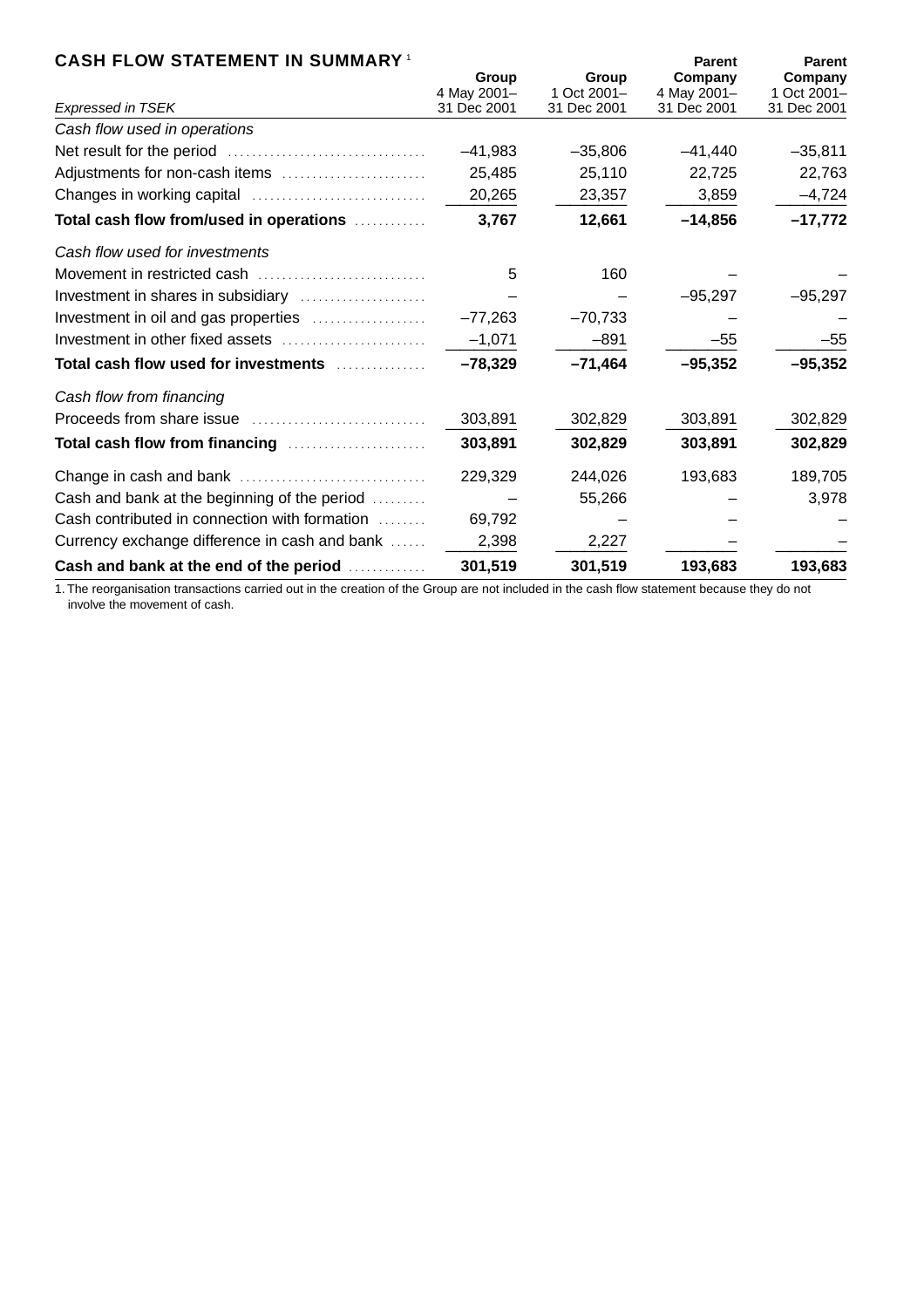## CASH FLOW STATEMENT IN SUMMARY [1]

| *Expressed in TSEK* | Group 4 May 2001– 31 Dec 2001 | Group 1 Oct 2001– 31 Dec 2001 | Parent Company 4 May 2001– 31 Dec 2001 | Parent Company 1 Oct 2001– 31 Dec 2001 |
|---|---|---|---|---|
| *Cash flow used in operations* | | | | |
| Net result for the period | –41,983 | –35,806 | –41,440 | –35,811 |
| Adjustments for non-cash items | 25,485 | 25,110 | 22,725 | 22,763 |
| Changes in working capital | 20,265 | 23,357 | 3,859 | –4,724 |
| **Total cash flow from/used in operations** | **3,767** | **12,661** | **–14,856** | **–17,772** |
| *Cash flow used for investments* | | | | |
| Movement in restricted cash | 5 | 160 | – | – |
| Investment in shares in subsidiary | – | – | –95,297 | –95,297 |
| Investment in oil and gas properties | –77,263 | –70,733 | – | – |
| Investment in other fixed assets | –1,071 | –891 | –55 | –55 |
| **Total cash flow used for investments** | **–78,329** | **–71,464** | **–95,352** | **–95,352** |
| *Cash flow from financing* | | | | |
| Proceeds from share issue | 303,891 | 302,829 | 303,891 | 302,829 |
| **Total cash flow from financing** | **303,891** | **302,829** | **303,891** | **302,829** |
| Change in cash and bank | 229,329 | 244,026 | 193,683 | 189,705 |
| Cash and bank at the beginning of the period | – | 55,266 | – | 3,978 |
| Cash contributed in connection with formation | 69,792 | – | – | – |
| Currency exchange difference in cash and bank | 2,398 | 2,227 | – | – |
| **Cash and bank at the end of the period** | **301,519** | **301,519** | **193,683** | **193,683** |

1. The reorganisation transactions carried out in the creation of the Group are not included in the cash flow statement because they do not involve the movement of cash.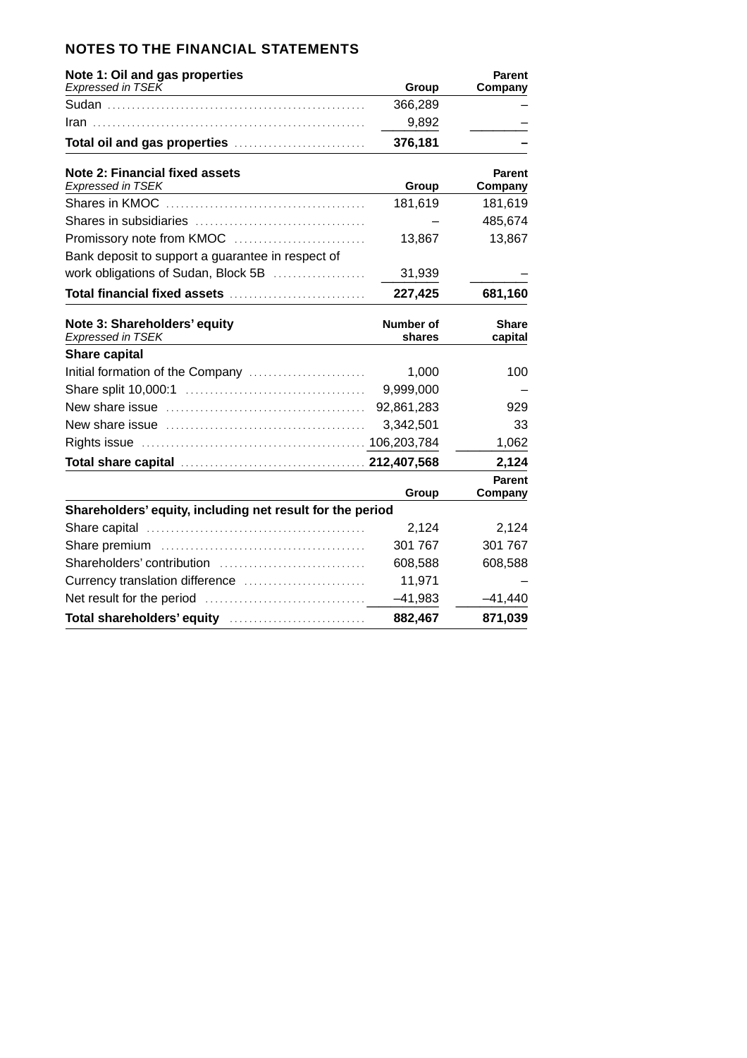## NOTES TO THE FINANCIAL STATEMENTS

| **Note 1: Oil and gas properties** *Expressed in TSEK* | **Group** | **Parent Company** |
|---|---|---|
| Sudan | 366,289 | – |
| Iran | 9,892 | – |
| **Total oil and gas properties** | **376,181** | **–** |

| **Note 2: Financial fixed assets** *Expressed in TSEK* | **Group** | **Parent Company** |
|---|---|---|
| Shares in KMOC | 181,619 | 181,619 |
| Shares in subsidiaries | – | 485,674 |
| Promissory note from KMOC | 13,867 | 13,867 |
| Bank deposit to support a guarantee in respect of work obligations of Sudan, Block 5B | 31,939 | – |
| **Total financial fixed assets** | **227,425** | **681,160** |

| **Note 3: Shareholders' equity** *Expressed in TSEK* | **Number of shares** | **Share capital** |
|---|---|---|
| **Share capital** | | |
| Initial formation of the Company | 1,000 | 100 |
| Share split 10,000:1 | 9,999,000 | – |
| New share issue | 92,861,283 | 929 |
| New share issue | 3,342,501 | 33 |
| Rights issue | 106,203,784 | 1,062 |
| **Total share capital** | **212,407,568** | **2,124** |

| | **Group** | **Parent Company** |
|---|---|---|
| **Shareholders' equity, including net result for the period** | | |
| Share capital | 2,124 | 2,124 |
| Share premium | 301 767 | 301 767 |
| Shareholders' contribution | 608,588 | 608,588 |
| Currency translation difference | 11,971 | – |
| Net result for the period | –41,983 | –41,440 |
| **Total shareholders' equity** | **882,467** | **871,039** |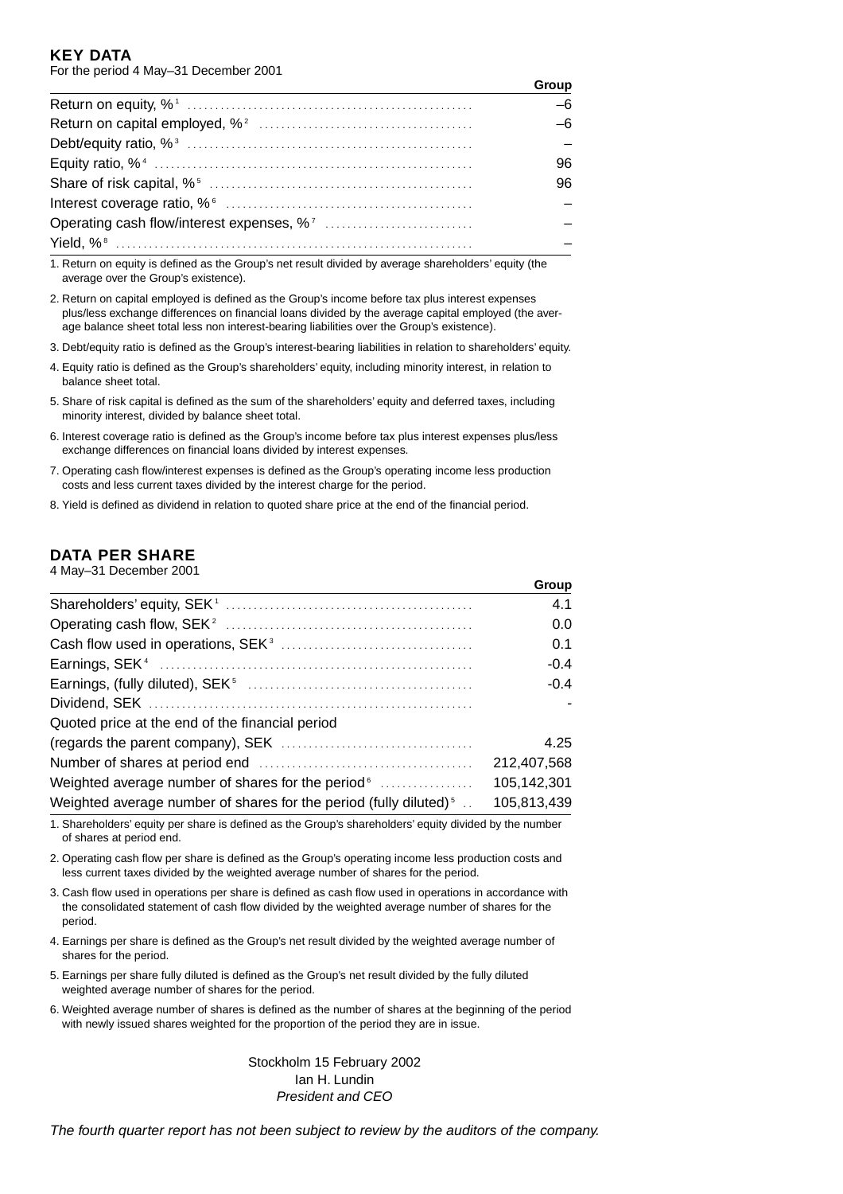## KEY DATA

For the period 4 May–31 December 2001

| | Group |
|---|---|
| Return on equity, % [1] | –6 |
| Return on capital employed, % [2] | –6 |
| Debt/equity ratio, % [3] | – |
| Equity ratio, % [4] | 96 |
| Share of risk capital, % [5] | 96 |
| Interest coverage ratio, % [6] | – |
| Operating cash flow/interest expenses, % [7] | – |
| Yield, % [8] | – |

1. Return on equity is defined as the Group's net result divided by average shareholders' equity (the average over the Group's existence).
2. Return on capital employed is defined as the Group's income before tax plus interest expenses plus/less exchange differences on financial loans divided by the average capital employed (the average balance sheet total less non interest-bearing liabilities over the Group's existence).
3. Debt/equity ratio is defined as the Group's interest-bearing liabilities in relation to shareholders' equity.
4. Equity ratio is defined as the Group's shareholders' equity, including minority interest, in relation to balance sheet total.
5. Share of risk capital is defined as the sum of the shareholders' equity and deferred taxes, including minority interest, divided by balance sheet total.
6. Interest coverage ratio is defined as the Group's income before tax plus interest expenses plus/less exchange differences on financial loans divided by interest expenses.
7. Operating cash flow/interest expenses is defined as the Group's operating income less production costs and less current taxes divided by the interest charge for the period.
8. Yield is defined as dividend in relation to quoted share price at the end of the financial period.

## DATA PER SHARE

4 May–31 December 2001

| | Group |
|---|---|
| Shareholders' equity, SEK [1] | 4.1 |
| Operating cash flow, SEK [2] | 0.0 |
| Cash flow used in operations, SEK [3] | 0.1 |
| Earnings, SEK [4] | -0.4 |
| Earnings, (fully diluted), SEK [5] | -0.4 |
| Dividend, SEK | - |
| Quoted price at the end of the financial period (regards the parent company), SEK | 4.25 |
| Number of shares at period end | 212,407,568 |
| Weighted average number of shares for the period [6] | 105,142,301 |
| Weighted average number of shares for the period (fully diluted) [5] | 105,813,439 |

1. Shareholders' equity per share is defined as the Group's shareholders' equity divided by the number of shares at period end.
2. Operating cash flow per share is defined as the Group's operating income less production costs and less current taxes divided by the weighted average number of shares for the period.
3. Cash flow used in operations per share is defined as cash flow used in operations in accordance with the consolidated statement of cash flow divided by the weighted average number of shares for the period.
4. Earnings per share is defined as the Group's net result divided by the weighted average number of shares for the period.
5. Earnings per share fully diluted is defined as the Group's net result divided by the fully diluted weighted average number of shares for the period.
6. Weighted average number of shares is defined as the number of shares at the beginning of the period with newly issued shares weighted for the proportion of the period they are in issue.

Stockholm 15 February 2002
Ian H. Lundin
*President and CEO*

*The fourth quarter report has not been subject to review by the auditors of the company.*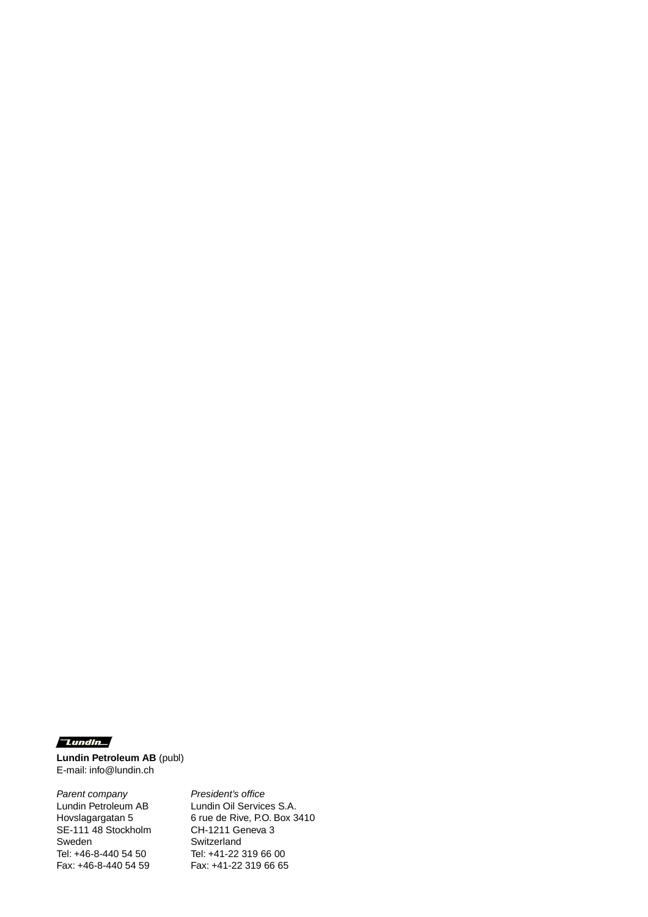Lundin

**Lundin Petroleum AB** (publ)
E-mail: info@lundin.ch

*Parent company*
Lundin Petroleum AB
Hovslagargatan 5
SE-111 48 Stockholm
Sweden
Tel: +46-8-440 54 50
Fax: +46-8-440 54 59

*President's office*
Lundin Oil Services S.A.
6 rue de Rive, P.O. Box 3410
CH-1211 Geneva 3
Switzerland
Tel: +41-22 319 66 00
Fax: +41-22 319 66 65